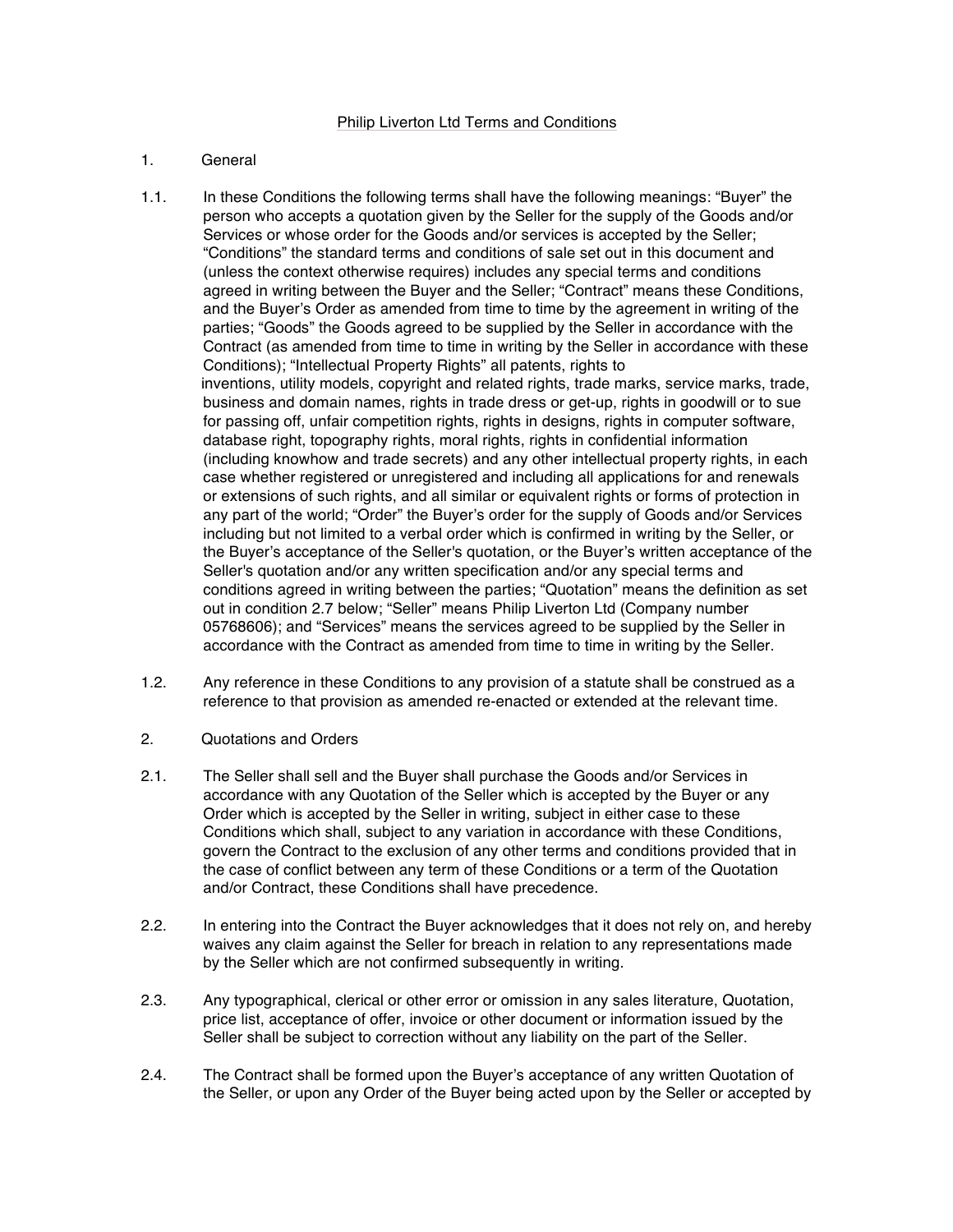# Philip Liverton Ltd Terms and Conditions

1. General

1.1. In these Conditions the following terms shall have the following meanings: "Buyer" the person who accepts a quotation given by the Seller for the supply of the Goods and/or Services or whose order for the Goods and/or services is accepted by the Seller; "Conditions" the standard terms and conditions of sale set out in this document and (unless the context otherwise requires) includes any special terms and conditions agreed in writing between the Buyer and the Seller; "Contract" means these Conditions, and the Buyer's Order as amended from time to time by the agreement in writing of the parties; "Goods" the Goods agreed to be supplied by the Seller in accordance with the Contract (as amended from time to time in writing by the Seller in accordance with these Conditions); "Intellectual Property Rights" all patents, rights to inventions, utility models, copyright and related rights, trade marks, service marks, trade, business and domain names, rights in trade dress or get-up, rights in goodwill or to sue for passing off, unfair competition rights, rights in designs, rights in computer software, database right, topography rights, moral rights, rights in confidential information (including knowhow and trade secrets) and any other intellectual property rights, in each case whether registered or unregistered and including all applications for and renewals or extensions of such rights, and all similar or equivalent rights or forms of protection in any part of the world; "Order" the Buyer's order for the supply of Goods and/or Services including but not limited to a verbal order which is confirmed in writing by the Seller, or the Buyer's acceptance of the Seller's quotation, or the Buyer's written acceptance of the Seller's quotation and/or any written specification and/or any special terms and conditions agreed in writing between the parties; "Quotation" means the definition as set out in condition 2.7 below; "Seller" means Philip Liverton Ltd (Company number 05768606); and "Services" means the services agreed to be supplied by the Seller in accordance with the Contract as amended from time to time in writing by the Seller.

1.2. Any reference in these Conditions to any provision of a statute shall be construed as a reference to that provision as amended re-enacted or extended at the relevant time.

2. Quotations and Orders

2.1. The Seller shall sell and the Buyer shall purchase the Goods and/or Services in accordance with any Quotation of the Seller which is accepted by the Buyer or any Order which is accepted by the Seller in writing, subject in either case to these Conditions which shall, subject to any variation in accordance with these Conditions, govern the Contract to the exclusion of any other terms and conditions provided that in the case of conflict between any term of these Conditions or a term of the Quotation and/or Contract, these Conditions shall have precedence.

2.2. In entering into the Contract the Buyer acknowledges that it does not rely on, and hereby waives any claim against the Seller for breach in relation to any representations made by the Seller which are not confirmed subsequently in writing.

2.3. Any typographical, clerical or other error or omission in any sales literature, Quotation, price list, acceptance of offer, invoice or other document or information issued by the Seller shall be subject to correction without any liability on the part of the Seller.

2.4. The Contract shall be formed upon the Buyer's acceptance of any written Quotation of the Seller, or upon any Order of the Buyer being acted upon by the Seller or accepted by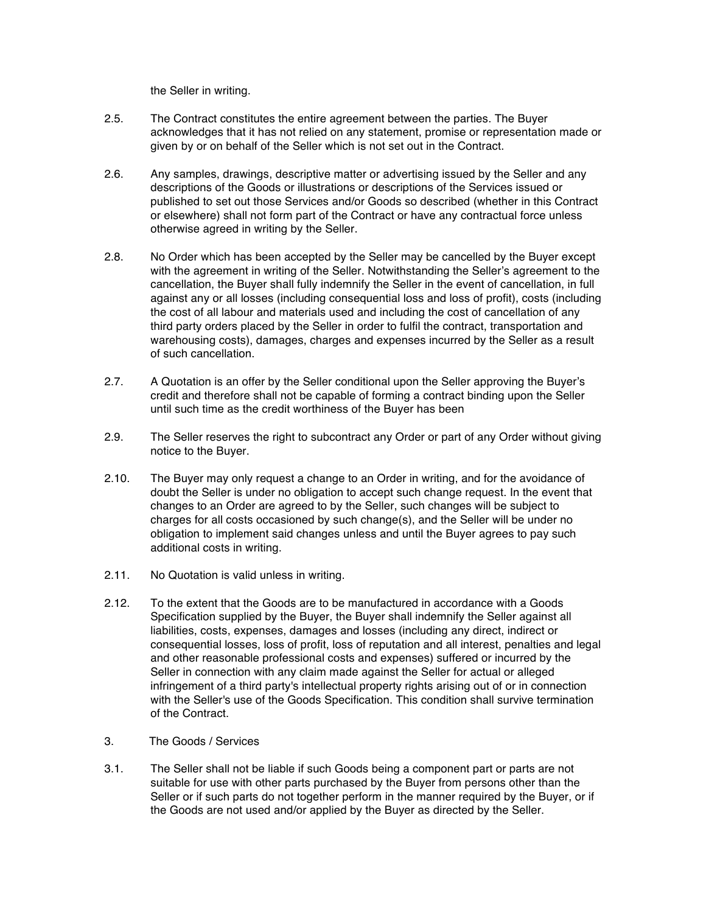the Seller in writing.

2.5. The Contract constitutes the entire agreement between the parties. The Buyer acknowledges that it has not relied on any statement, promise or representation made or given by or on behalf of the Seller which is not set out in the Contract.

2.6. Any samples, drawings, descriptive matter or advertising issued by the Seller and any descriptions of the Goods or illustrations or descriptions of the Services issued or published to set out those Services and/or Goods so described (whether in this Contract or elsewhere) shall not form part of the Contract or have any contractual force unless otherwise agreed in writing by the Seller.

2.8. No Order which has been accepted by the Seller may be cancelled by the Buyer except with the agreement in writing of the Seller. Notwithstanding the Seller's agreement to the cancellation, the Buyer shall fully indemnify the Seller in the event of cancellation, in full against any or all losses (including consequential loss and loss of profit), costs (including the cost of all labour and materials used and including the cost of cancellation of any third party orders placed by the Seller in order to fulfil the contract, transportation and warehousing costs), damages, charges and expenses incurred by the Seller as a result of such cancellation.

2.7. A Quotation is an offer by the Seller conditional upon the Seller approving the Buyer's credit and therefore shall not be capable of forming a contract binding upon the Seller until such time as the credit worthiness of the Buyer has been

2.9. The Seller reserves the right to subcontract any Order or part of any Order without giving notice to the Buyer.

2.10. The Buyer may only request a change to an Order in writing, and for the avoidance of doubt the Seller is under no obligation to accept such change request. In the event that changes to an Order are agreed to by the Seller, such changes will be subject to charges for all costs occasioned by such change(s), and the Seller will be under no obligation to implement said changes unless and until the Buyer agrees to pay such additional costs in writing.

2.11. No Quotation is valid unless in writing.

2.12. To the extent that the Goods are to be manufactured in accordance with a Goods Specification supplied by the Buyer, the Buyer shall indemnify the Seller against all liabilities, costs, expenses, damages and losses (including any direct, indirect or consequential losses, loss of profit, loss of reputation and all interest, penalties and legal and other reasonable professional costs and expenses) suffered or incurred by the Seller in connection with any claim made against the Seller for actual or alleged infringement of a third party's intellectual property rights arising out of or in connection with the Seller's use of the Goods Specification. This condition shall survive termination of the Contract.

3. The Goods / Services

3.1. The Seller shall not be liable if such Goods being a component part or parts are not suitable for use with other parts purchased by the Buyer from persons other than the Seller or if such parts do not together perform in the manner required by the Buyer, or if the Goods are not used and/or applied by the Buyer as directed by the Seller.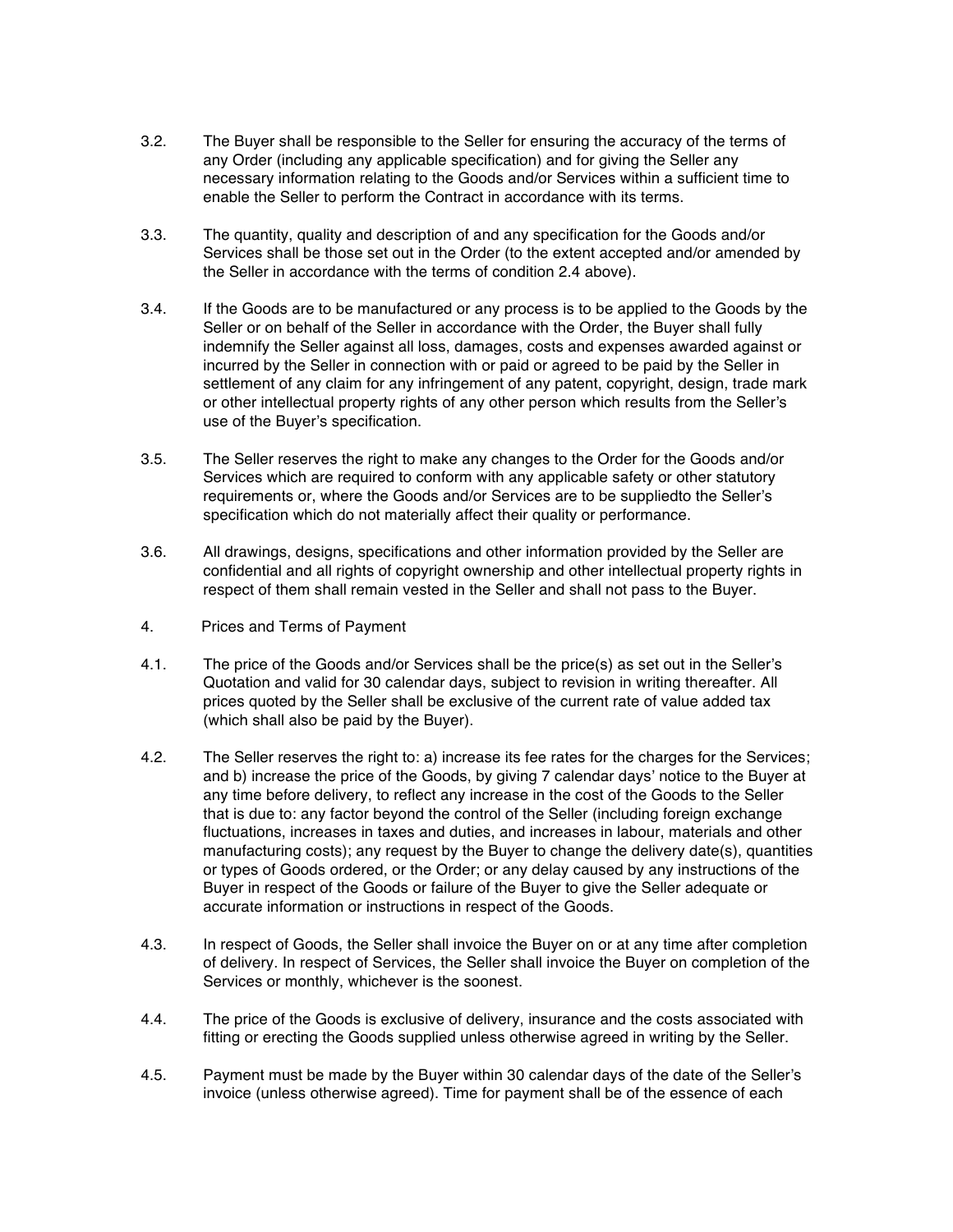3.2. The Buyer shall be responsible to the Seller for ensuring the accuracy of the terms of any Order (including any applicable specification) and for giving the Seller any necessary information relating to the Goods and/or Services within a sufficient time to enable the Seller to perform the Contract in accordance with its terms.

3.3. The quantity, quality and description of and any specification for the Goods and/or Services shall be those set out in the Order (to the extent accepted and/or amended by the Seller in accordance with the terms of condition 2.4 above).

3.4. If the Goods are to be manufactured or any process is to be applied to the Goods by the Seller or on behalf of the Seller in accordance with the Order, the Buyer shall fully indemnify the Seller against all loss, damages, costs and expenses awarded against or incurred by the Seller in connection with or paid or agreed to be paid by the Seller in settlement of any claim for any infringement of any patent, copyright, design, trade mark or other intellectual property rights of any other person which results from the Seller's use of the Buyer's specification.

3.5. The Seller reserves the right to make any changes to the Order for the Goods and/or Services which are required to conform with any applicable safety or other statutory requirements or, where the Goods and/or Services are to be suppliedto the Seller's specification which do not materially affect their quality or performance.

3.6. All drawings, designs, specifications and other information provided by the Seller are confidential and all rights of copyright ownership and other intellectual property rights in respect of them shall remain vested in the Seller and shall not pass to the Buyer.

4. Prices and Terms of Payment

4.1. The price of the Goods and/or Services shall be the price(s) as set out in the Seller's Quotation and valid for 30 calendar days, subject to revision in writing thereafter. All prices quoted by the Seller shall be exclusive of the current rate of value added tax (which shall also be paid by the Buyer).

4.2. The Seller reserves the right to: a) increase its fee rates for the charges for the Services; and b) increase the price of the Goods, by giving 7 calendar days' notice to the Buyer at any time before delivery, to reflect any increase in the cost of the Goods to the Seller that is due to: any factor beyond the control of the Seller (including foreign exchange fluctuations, increases in taxes and duties, and increases in labour, materials and other manufacturing costs); any request by the Buyer to change the delivery date(s), quantities or types of Goods ordered, or the Order; or any delay caused by any instructions of the Buyer in respect of the Goods or failure of the Buyer to give the Seller adequate or accurate information or instructions in respect of the Goods.

4.3. In respect of Goods, the Seller shall invoice the Buyer on or at any time after completion of delivery. In respect of Services, the Seller shall invoice the Buyer on completion of the Services or monthly, whichever is the soonest.

4.4. The price of the Goods is exclusive of delivery, insurance and the costs associated with fitting or erecting the Goods supplied unless otherwise agreed in writing by the Seller.

4.5. Payment must be made by the Buyer within 30 calendar days of the date of the Seller's invoice (unless otherwise agreed). Time for payment shall be of the essence of each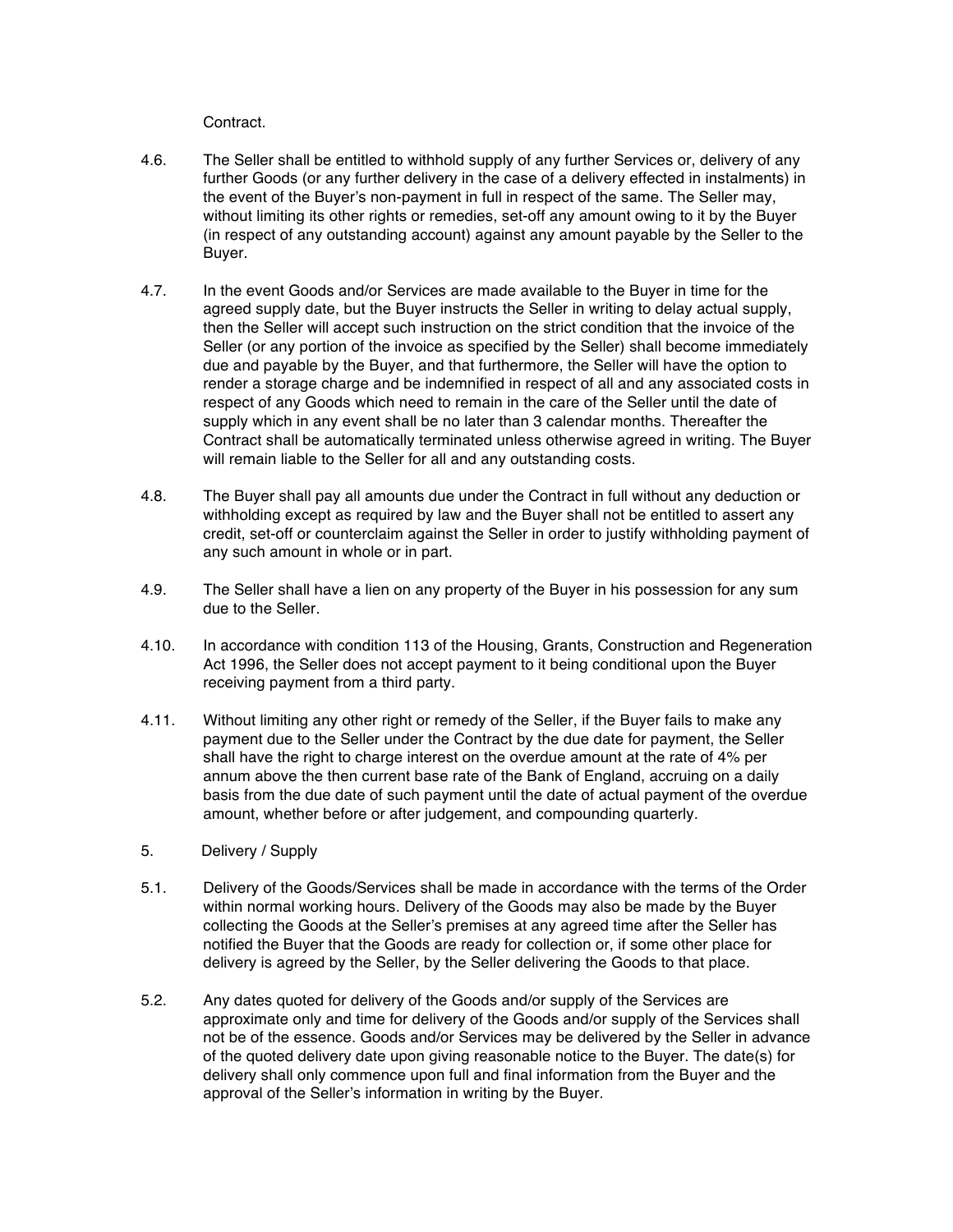Contract.

4.6. The Seller shall be entitled to withhold supply of any further Services or, delivery of any further Goods (or any further delivery in the case of a delivery effected in instalments) in the event of the Buyer's non-payment in full in respect of the same. The Seller may, without limiting its other rights or remedies, set-off any amount owing to it by the Buyer (in respect of any outstanding account) against any amount payable by the Seller to the Buyer.

4.7. In the event Goods and/or Services are made available to the Buyer in time for the agreed supply date, but the Buyer instructs the Seller in writing to delay actual supply, then the Seller will accept such instruction on the strict condition that the invoice of the Seller (or any portion of the invoice as specified by the Seller) shall become immediately due and payable by the Buyer, and that furthermore, the Seller will have the option to render a storage charge and be indemnified in respect of all and any associated costs in respect of any Goods which need to remain in the care of the Seller until the date of supply which in any event shall be no later than 3 calendar months. Thereafter the Contract shall be automatically terminated unless otherwise agreed in writing. The Buyer will remain liable to the Seller for all and any outstanding costs.

4.8. The Buyer shall pay all amounts due under the Contract in full without any deduction or withholding except as required by law and the Buyer shall not be entitled to assert any credit, set-off or counterclaim against the Seller in order to justify withholding payment of any such amount in whole or in part.

4.9. The Seller shall have a lien on any property of the Buyer in his possession for any sum due to the Seller.

4.10. In accordance with condition 113 of the Housing, Grants, Construction and Regeneration Act 1996, the Seller does not accept payment to it being conditional upon the Buyer receiving payment from a third party.

4.11. Without limiting any other right or remedy of the Seller, if the Buyer fails to make any payment due to the Seller under the Contract by the due date for payment, the Seller shall have the right to charge interest on the overdue amount at the rate of 4% per annum above the then current base rate of the Bank of England, accruing on a daily basis from the due date of such payment until the date of actual payment of the overdue amount, whether before or after judgement, and compounding quarterly.

5. Delivery / Supply

5.1. Delivery of the Goods/Services shall be made in accordance with the terms of the Order within normal working hours. Delivery of the Goods may also be made by the Buyer collecting the Goods at the Seller's premises at any agreed time after the Seller has notified the Buyer that the Goods are ready for collection or, if some other place for delivery is agreed by the Seller, by the Seller delivering the Goods to that place.

5.2. Any dates quoted for delivery of the Goods and/or supply of the Services are approximate only and time for delivery of the Goods and/or supply of the Services shall not be of the essence. Goods and/or Services may be delivered by the Seller in advance of the quoted delivery date upon giving reasonable notice to the Buyer. The date(s) for delivery shall only commence upon full and final information from the Buyer and the approval of the Seller's information in writing by the Buyer.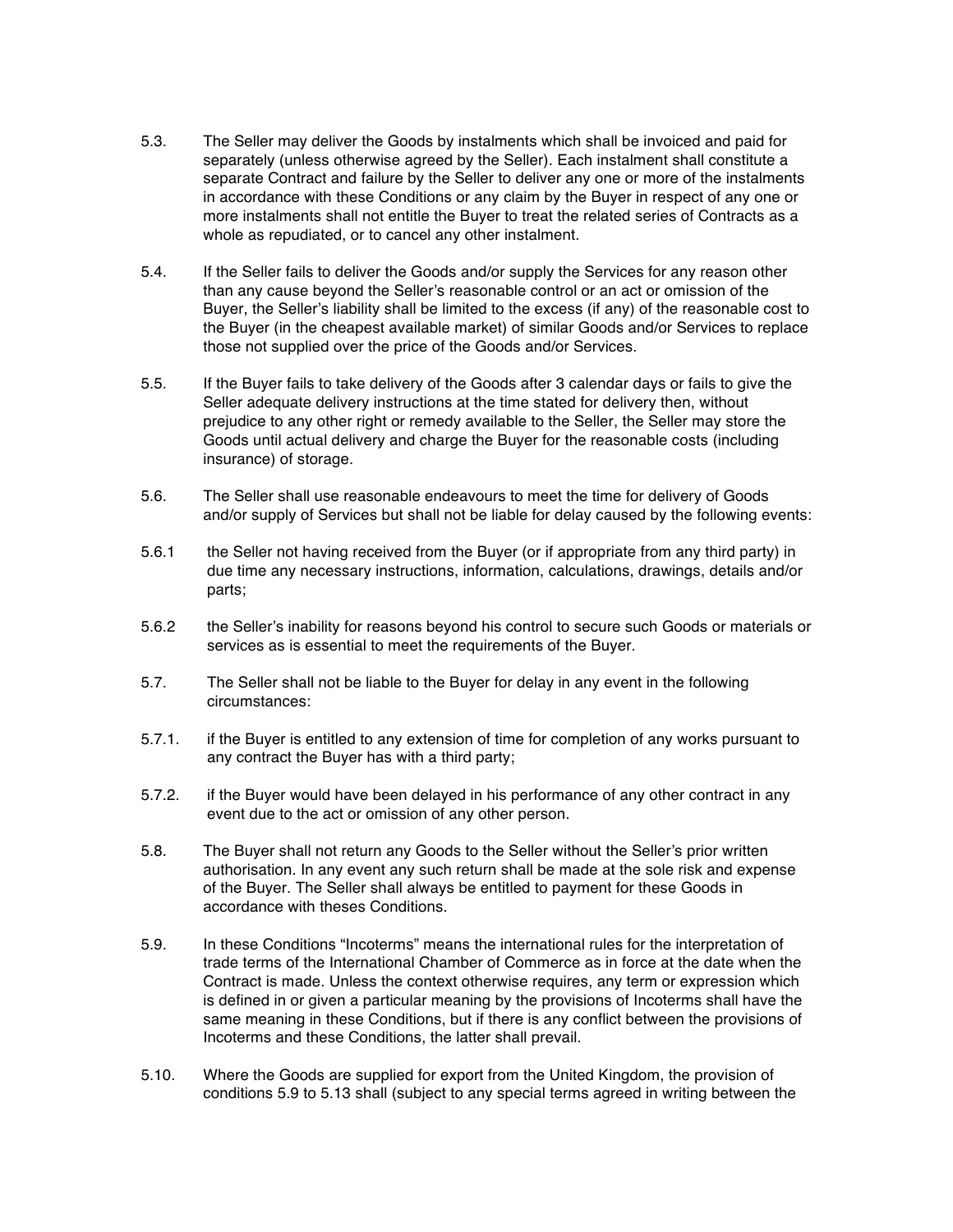5.3. The Seller may deliver the Goods by instalments which shall be invoiced and paid for separately (unless otherwise agreed by the Seller). Each instalment shall constitute a separate Contract and failure by the Seller to deliver any one or more of the instalments in accordance with these Conditions or any claim by the Buyer in respect of any one or more instalments shall not entitle the Buyer to treat the related series of Contracts as a whole as repudiated, or to cancel any other instalment.

5.4. If the Seller fails to deliver the Goods and/or supply the Services for any reason other than any cause beyond the Seller's reasonable control or an act or omission of the Buyer, the Seller's liability shall be limited to the excess (if any) of the reasonable cost to the Buyer (in the cheapest available market) of similar Goods and/or Services to replace those not supplied over the price of the Goods and/or Services.

5.5. If the Buyer fails to take delivery of the Goods after 3 calendar days or fails to give the Seller adequate delivery instructions at the time stated for delivery then, without prejudice to any other right or remedy available to the Seller, the Seller may store the Goods until actual delivery and charge the Buyer for the reasonable costs (including insurance) of storage.

5.6. The Seller shall use reasonable endeavours to meet the time for delivery of Goods and/or supply of Services but shall not be liable for delay caused by the following events:

5.6.1 the Seller not having received from the Buyer (or if appropriate from any third party) in due time any necessary instructions, information, calculations, drawings, details and/or parts;

5.6.2 the Seller's inability for reasons beyond his control to secure such Goods or materials or services as is essential to meet the requirements of the Buyer.

5.7. The Seller shall not be liable to the Buyer for delay in any event in the following circumstances:

5.7.1. if the Buyer is entitled to any extension of time for completion of any works pursuant to any contract the Buyer has with a third party;

5.7.2. if the Buyer would have been delayed in his performance of any other contract in any event due to the act or omission of any other person.

5.8. The Buyer shall not return any Goods to the Seller without the Seller's prior written authorisation. In any event any such return shall be made at the sole risk and expense of the Buyer. The Seller shall always be entitled to payment for these Goods in accordance with theses Conditions.

5.9. In these Conditions "Incoterms" means the international rules for the interpretation of trade terms of the International Chamber of Commerce as in force at the date when the Contract is made. Unless the context otherwise requires, any term or expression which is defined in or given a particular meaning by the provisions of Incoterms shall have the same meaning in these Conditions, but if there is any conflict between the provisions of Incoterms and these Conditions, the latter shall prevail.

5.10. Where the Goods are supplied for export from the United Kingdom, the provision of conditions 5.9 to 5.13 shall (subject to any special terms agreed in writing between the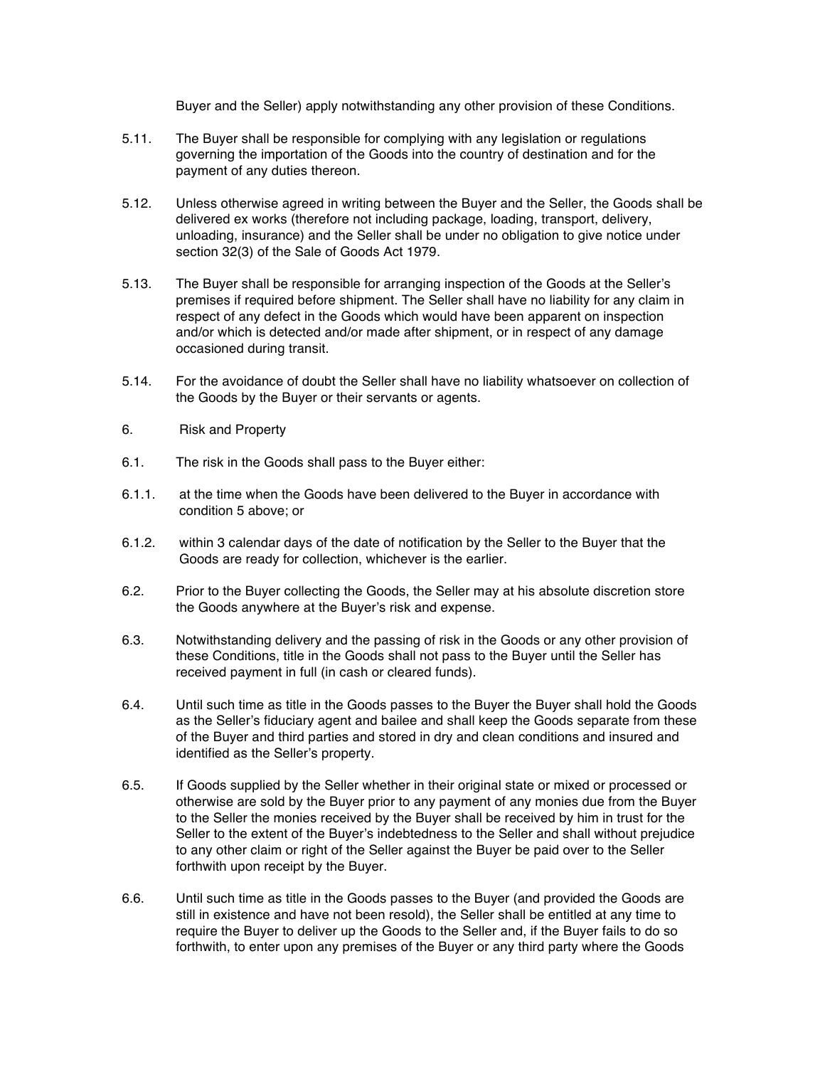Buyer and the Seller) apply notwithstanding any other provision of these Conditions.

5.11. The Buyer shall be responsible for complying with any legislation or regulations governing the importation of the Goods into the country of destination and for the payment of any duties thereon.

5.12. Unless otherwise agreed in writing between the Buyer and the Seller, the Goods shall be delivered ex works (therefore not including package, loading, transport, delivery, unloading, insurance) and the Seller shall be under no obligation to give notice under section 32(3) of the Sale of Goods Act 1979.

5.13. The Buyer shall be responsible for arranging inspection of the Goods at the Seller's premises if required before shipment. The Seller shall have no liability for any claim in respect of any defect in the Goods which would have been apparent on inspection and/or which is detected and/or made after shipment, or in respect of any damage occasioned during transit.

5.14. For the avoidance of doubt the Seller shall have no liability whatsoever on collection of the Goods by the Buyer or their servants or agents.

6. Risk and Property

6.1. The risk in the Goods shall pass to the Buyer either:

6.1.1. at the time when the Goods have been delivered to the Buyer in accordance with condition 5 above; or

6.1.2. within 3 calendar days of the date of notification by the Seller to the Buyer that the Goods are ready for collection, whichever is the earlier.

6.2. Prior to the Buyer collecting the Goods, the Seller may at his absolute discretion store the Goods anywhere at the Buyer's risk and expense.

6.3. Notwithstanding delivery and the passing of risk in the Goods or any other provision of these Conditions, title in the Goods shall not pass to the Buyer until the Seller has received payment in full (in cash or cleared funds).

6.4. Until such time as title in the Goods passes to the Buyer the Buyer shall hold the Goods as the Seller's fiduciary agent and bailee and shall keep the Goods separate from these of the Buyer and third parties and stored in dry and clean conditions and insured and identified as the Seller's property.

6.5. If Goods supplied by the Seller whether in their original state or mixed or processed or otherwise are sold by the Buyer prior to any payment of any monies due from the Buyer to the Seller the monies received by the Buyer shall be received by him in trust for the Seller to the extent of the Buyer's indebtedness to the Seller and shall without prejudice to any other claim or right of the Seller against the Buyer be paid over to the Seller forthwith upon receipt by the Buyer.

6.6. Until such time as title in the Goods passes to the Buyer (and provided the Goods are still in existence and have not been resold), the Seller shall be entitled at any time to require the Buyer to deliver up the Goods to the Seller and, if the Buyer fails to do so forthwith, to enter upon any premises of the Buyer or any third party where the Goods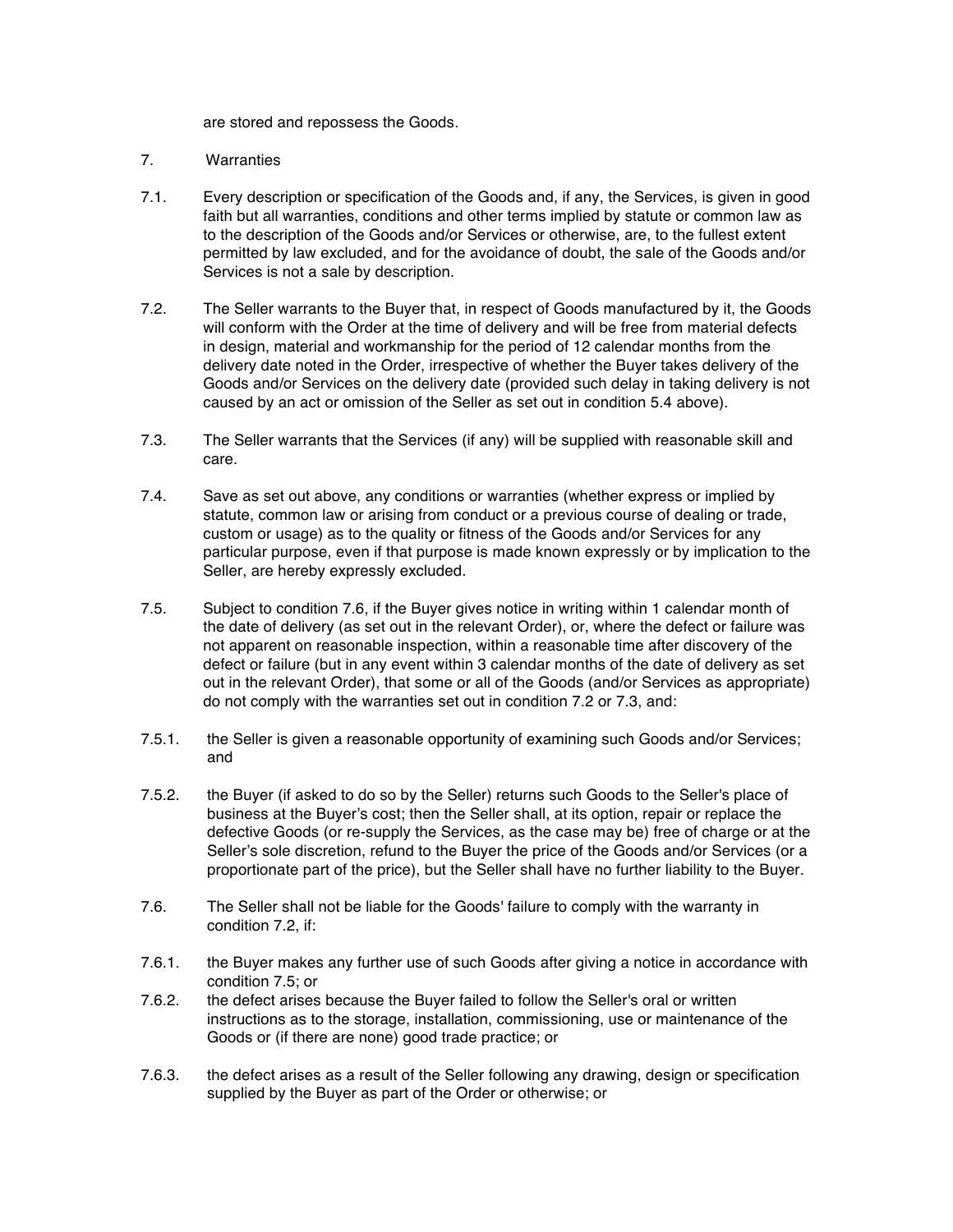are stored and repossess the Goods.

## 7. Warranties

7.1. Every description or specification of the Goods and, if any, the Services, is given in good faith but all warranties, conditions and other terms implied by statute or common law as to the description of the Goods and/or Services or otherwise, are, to the fullest extent permitted by law excluded, and for the avoidance of doubt, the sale of the Goods and/or Services is not a sale by description.

7.2. The Seller warrants to the Buyer that, in respect of Goods manufactured by it, the Goods will conform with the Order at the time of delivery and will be free from material defects in design, material and workmanship for the period of 12 calendar months from the delivery date noted in the Order, irrespective of whether the Buyer takes delivery of the Goods and/or Services on the delivery date (provided such delay in taking delivery is not caused by an act or omission of the Seller as set out in condition 5.4 above).

7.3. The Seller warrants that the Services (if any) will be supplied with reasonable skill and care.

7.4. Save as set out above, any conditions or warranties (whether express or implied by statute, common law or arising from conduct or a previous course of dealing or trade, custom or usage) as to the quality or fitness of the Goods and/or Services for any particular purpose, even if that purpose is made known expressly or by implication to the Seller, are hereby expressly excluded.

7.5. Subject to condition 7.6, if the Buyer gives notice in writing within 1 calendar month of the date of delivery (as set out in the relevant Order), or, where the defect or failure was not apparent on reasonable inspection, within a reasonable time after discovery of the defect or failure (but in any event within 3 calendar months of the date of delivery as set out in the relevant Order), that some or all of the Goods (and/or Services as appropriate) do not comply with the warranties set out in condition 7.2 or 7.3, and:

7.5.1. the Seller is given a reasonable opportunity of examining such Goods and/or Services; and

7.5.2. the Buyer (if asked to do so by the Seller) returns such Goods to the Seller's place of business at the Buyer's cost; then the Seller shall, at its option, repair or replace the defective Goods (or re-supply the Services, as the case may be) free of charge or at the Seller's sole discretion, refund to the Buyer the price of the Goods and/or Services (or a proportionate part of the price), but the Seller shall have no further liability to the Buyer.

7.6. The Seller shall not be liable for the Goods' failure to comply with the warranty in condition 7.2, if:

7.6.1. the Buyer makes any further use of such Goods after giving a notice in accordance with condition 7.5; or

7.6.2. the defect arises because the Buyer failed to follow the Seller's oral or written instructions as to the storage, installation, commissioning, use or maintenance of the Goods or (if there are none) good trade practice; or

7.6.3. the defect arises as a result of the Seller following any drawing, design or specification supplied by the Buyer as part of the Order or otherwise; or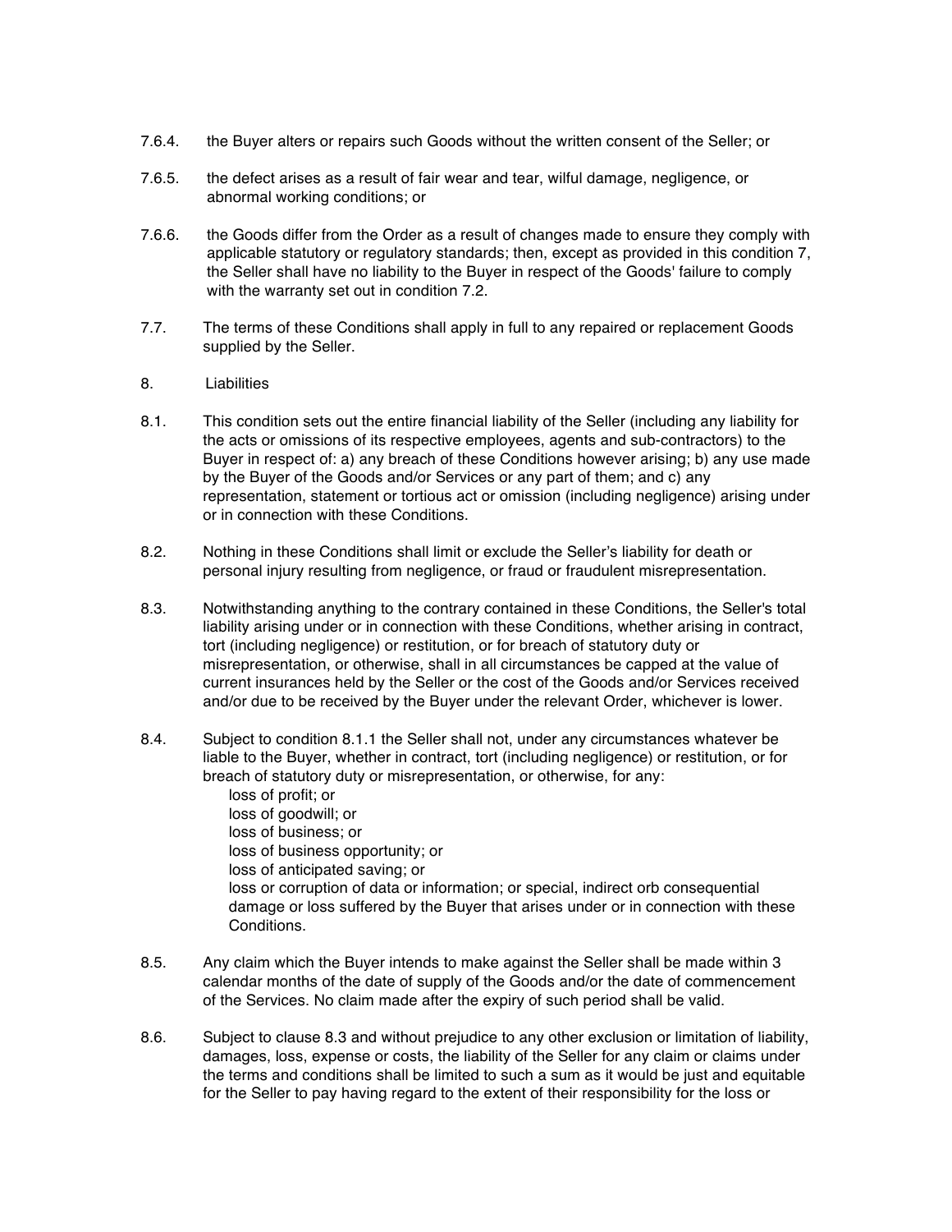7.6.4. the Buyer alters or repairs such Goods without the written consent of the Seller; or

7.6.5. the defect arises as a result of fair wear and tear, wilful damage, negligence, or abnormal working conditions; or

7.6.6. the Goods differ from the Order as a result of changes made to ensure they comply with applicable statutory or regulatory standards; then, except as provided in this condition 7, the Seller shall have no liability to the Buyer in respect of the Goods' failure to comply with the warranty set out in condition 7.2.

7.7. The terms of these Conditions shall apply in full to any repaired or replacement Goods supplied by the Seller.

8. Liabilities

8.1. This condition sets out the entire financial liability of the Seller (including any liability for the acts or omissions of its respective employees, agents and sub-contractors) to the Buyer in respect of: a) any breach of these Conditions however arising; b) any use made by the Buyer of the Goods and/or Services or any part of them; and c) any representation, statement or tortious act or omission (including negligence) arising under or in connection with these Conditions.

8.2. Nothing in these Conditions shall limit or exclude the Seller's liability for death or personal injury resulting from negligence, or fraud or fraudulent misrepresentation.

8.3. Notwithstanding anything to the contrary contained in these Conditions, the Seller's total liability arising under or in connection with these Conditions, whether arising in contract, tort (including negligence) or restitution, or for breach of statutory duty or misrepresentation, or otherwise, shall in all circumstances be capped at the value of current insurances held by the Seller or the cost of the Goods and/or Services received and/or due to be received by the Buyer under the relevant Order, whichever is lower.

8.4. Subject to condition 8.1.1 the Seller shall not, under any circumstances whatever be liable to the Buyer, whether in contract, tort (including negligence) or restitution, or for breach of statutory duty or misrepresentation, or otherwise, for any:

loss of profit; or
loss of goodwill; or
loss of business; or
loss of business opportunity; or
loss of anticipated saving; or
loss or corruption of data or information; or special, indirect orb consequential damage or loss suffered by the Buyer that arises under or in connection with these Conditions.

8.5. Any claim which the Buyer intends to make against the Seller shall be made within 3 calendar months of the date of supply of the Goods and/or the date of commencement of the Services. No claim made after the expiry of such period shall be valid.

8.6. Subject to clause 8.3 and without prejudice to any other exclusion or limitation of liability, damages, loss, expense or costs, the liability of the Seller for any claim or claims under the terms and conditions shall be limited to such a sum as it would be just and equitable for the Seller to pay having regard to the extent of their responsibility for the loss or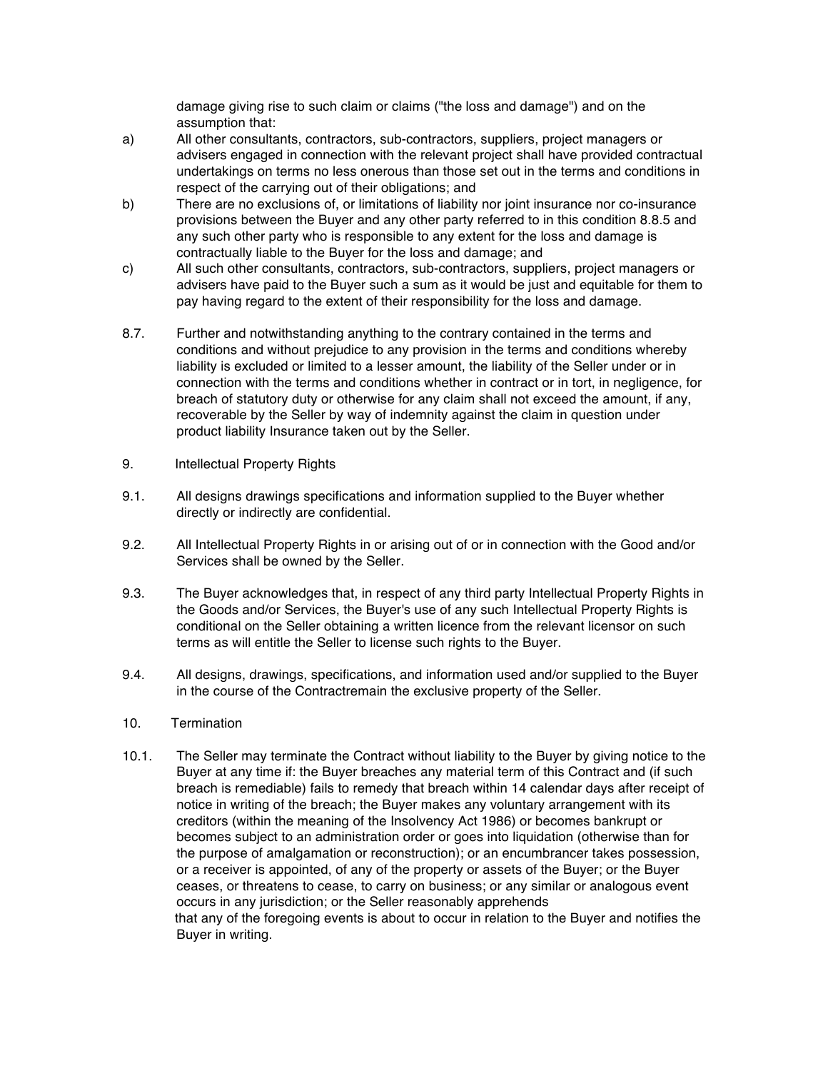damage giving rise to such claim or claims ("the loss and damage") and on the assumption that:

a) All other consultants, contractors, sub-contractors, suppliers, project managers or advisers engaged in connection with the relevant project shall have provided contractual undertakings on terms no less onerous than those set out in the terms and conditions in respect of the carrying out of their obligations; and

b) There are no exclusions of, or limitations of liability nor joint insurance nor co-insurance provisions between the Buyer and any other party referred to in this condition 8.8.5 and any such other party who is responsible to any extent for the loss and damage is contractually liable to the Buyer for the loss and damage; and

c) All such other consultants, contractors, sub-contractors, suppliers, project managers or advisers have paid to the Buyer such a sum as it would be just and equitable for them to pay having regard to the extent of their responsibility for the loss and damage.

8.7. Further and notwithstanding anything to the contrary contained in the terms and conditions and without prejudice to any provision in the terms and conditions whereby liability is excluded or limited to a lesser amount, the liability of the Seller under or in connection with the terms and conditions whether in contract or in tort, in negligence, for breach of statutory duty or otherwise for any claim shall not exceed the amount, if any, recoverable by the Seller by way of indemnity against the claim in question under product liability Insurance taken out by the Seller.

9. Intellectual Property Rights

9.1. All designs drawings specifications and information supplied to the Buyer whether directly or indirectly are confidential.

9.2. All Intellectual Property Rights in or arising out of or in connection with the Good and/or Services shall be owned by the Seller.

9.3. The Buyer acknowledges that, in respect of any third party Intellectual Property Rights in the Goods and/or Services, the Buyer's use of any such Intellectual Property Rights is conditional on the Seller obtaining a written licence from the relevant licensor on such terms as will entitle the Seller to license such rights to the Buyer.

9.4. All designs, drawings, specifications, and information used and/or supplied to the Buyer in the course of the Contractremain the exclusive property of the Seller.

10. Termination

10.1. The Seller may terminate the Contract without liability to the Buyer by giving notice to the Buyer at any time if: the Buyer breaches any material term of this Contract and (if such breach is remediable) fails to remedy that breach within 14 calendar days after receipt of notice in writing of the breach; the Buyer makes any voluntary arrangement with its creditors (within the meaning of the Insolvency Act 1986) or becomes bankrupt or becomes subject to an administration order or goes into liquidation (otherwise than for the purpose of amalgamation or reconstruction); or an encumbrancer takes possession, or a receiver is appointed, of any of the property or assets of the Buyer; or the Buyer ceases, or threatens to cease, to carry on business; or any similar or analogous event occurs in any jurisdiction; or the Seller reasonably apprehends that any of the foregoing events is about to occur in relation to the Buyer and notifies the Buyer in writing.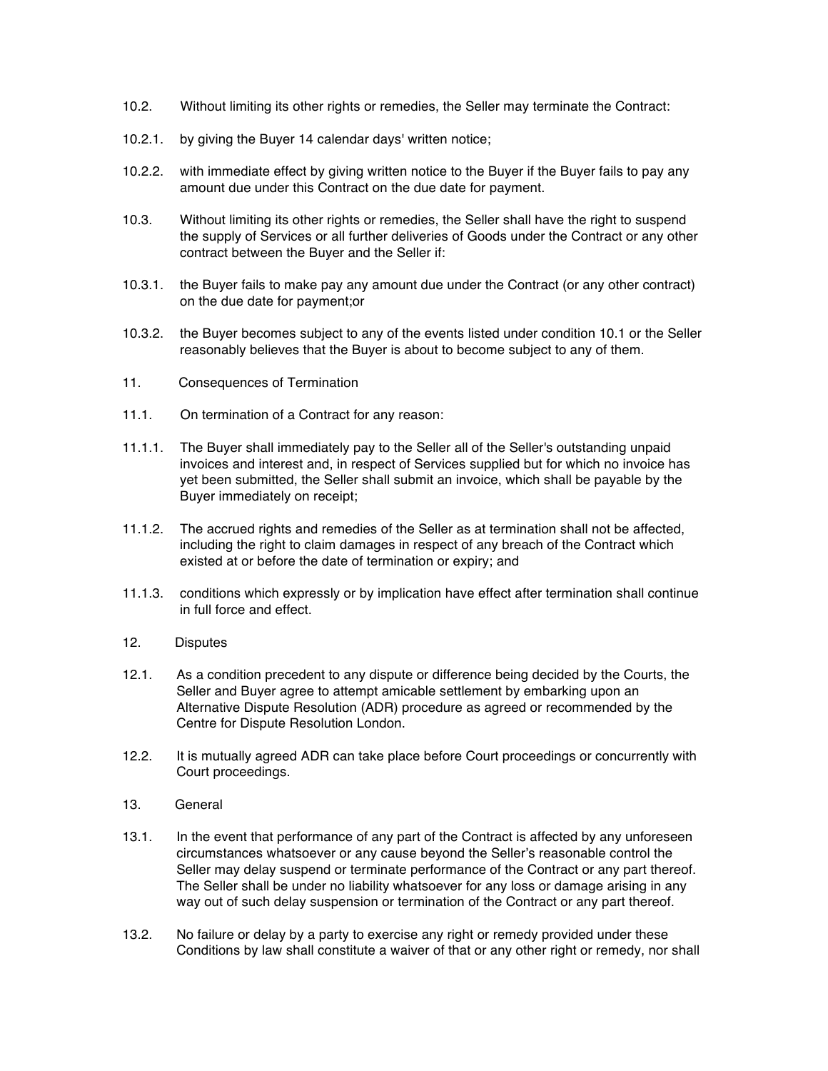10.2. Without limiting its other rights or remedies, the Seller may terminate the Contract:

10.2.1. by giving the Buyer 14 calendar days' written notice;

10.2.2. with immediate effect by giving written notice to the Buyer if the Buyer fails to pay any amount due under this Contract on the due date for payment.

10.3. Without limiting its other rights or remedies, the Seller shall have the right to suspend the supply of Services or all further deliveries of Goods under the Contract or any other contract between the Buyer and the Seller if:

10.3.1. the Buyer fails to make pay any amount due under the Contract (or any other contract) on the due date for payment;or

10.3.2. the Buyer becomes subject to any of the events listed under condition 10.1 or the Seller reasonably believes that the Buyer is about to become subject to any of them.

## 11. Consequences of Termination

11.1. On termination of a Contract for any reason:

11.1.1. The Buyer shall immediately pay to the Seller all of the Seller's outstanding unpaid invoices and interest and, in respect of Services supplied but for which no invoice has yet been submitted, the Seller shall submit an invoice, which shall be payable by the Buyer immediately on receipt;

11.1.2. The accrued rights and remedies of the Seller as at termination shall not be affected, including the right to claim damages in respect of any breach of the Contract which existed at or before the date of termination or expiry; and

11.1.3. conditions which expressly or by implication have effect after termination shall continue in full force and effect.

## 12. Disputes

12.1. As a condition precedent to any dispute or difference being decided by the Courts, the Seller and Buyer agree to attempt amicable settlement by embarking upon an Alternative Dispute Resolution (ADR) procedure as agreed or recommended by the Centre for Dispute Resolution London.

12.2. It is mutually agreed ADR can take place before Court proceedings or concurrently with Court proceedings.

## 13. General

13.1. In the event that performance of any part of the Contract is affected by any unforeseen circumstances whatsoever or any cause beyond the Seller's reasonable control the Seller may delay suspend or terminate performance of the Contract or any part thereof. The Seller shall be under no liability whatsoever for any loss or damage arising in any way out of such delay suspension or termination of the Contract or any part thereof.

13.2. No failure or delay by a party to exercise any right or remedy provided under these Conditions by law shall constitute a waiver of that or any other right or remedy, nor shall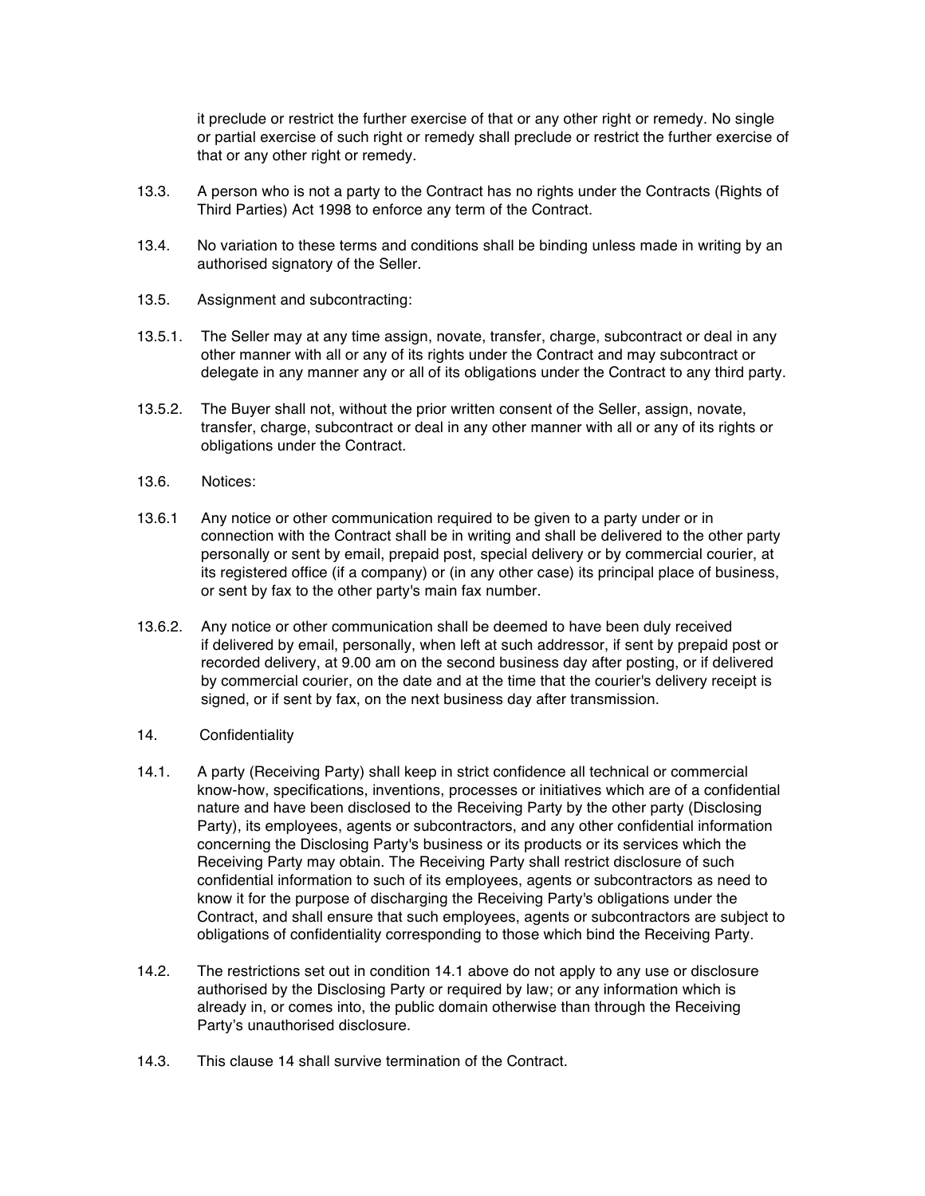it preclude or restrict the further exercise of that or any other right or remedy. No single or partial exercise of such right or remedy shall preclude or restrict the further exercise of that or any other right or remedy.

13.3. A person who is not a party to the Contract has no rights under the Contracts (Rights of Third Parties) Act 1998 to enforce any term of the Contract.

13.4. No variation to these terms and conditions shall be binding unless made in writing by an authorised signatory of the Seller.

13.5. Assignment and subcontracting:

13.5.1. The Seller may at any time assign, novate, transfer, charge, subcontract or deal in any other manner with all or any of its rights under the Contract and may subcontract or delegate in any manner any or all of its obligations under the Contract to any third party.

13.5.2. The Buyer shall not, without the prior written consent of the Seller, assign, novate, transfer, charge, subcontract or deal in any other manner with all or any of its rights or obligations under the Contract.

13.6. Notices:

13.6.1 Any notice or other communication required to be given to a party under or in connection with the Contract shall be in writing and shall be delivered to the other party personally or sent by email, prepaid post, special delivery or by commercial courier, at its registered office (if a company) or (in any other case) its principal place of business, or sent by fax to the other party's main fax number.

13.6.2. Any notice or other communication shall be deemed to have been duly received if delivered by email, personally, when left at such addressor, if sent by prepaid post or recorded delivery, at 9.00 am on the second business day after posting, or if delivered by commercial courier, on the date and at the time that the courier's delivery receipt is signed, or if sent by fax, on the next business day after transmission.

14. Confidentiality

14.1. A party (Receiving Party) shall keep in strict confidence all technical or commercial know-how, specifications, inventions, processes or initiatives which are of a confidential nature and have been disclosed to the Receiving Party by the other party (Disclosing Party), its employees, agents or subcontractors, and any other confidential information concerning the Disclosing Party's business or its products or its services which the Receiving Party may obtain. The Receiving Party shall restrict disclosure of such confidential information to such of its employees, agents or subcontractors as need to know it for the purpose of discharging the Receiving Party's obligations under the Contract, and shall ensure that such employees, agents or subcontractors are subject to obligations of confidentiality corresponding to those which bind the Receiving Party.

14.2. The restrictions set out in condition 14.1 above do not apply to any use or disclosure authorised by the Disclosing Party or required by law; or any information which is already in, or comes into, the public domain otherwise than through the Receiving Party's unauthorised disclosure.

14.3. This clause 14 shall survive termination of the Contract.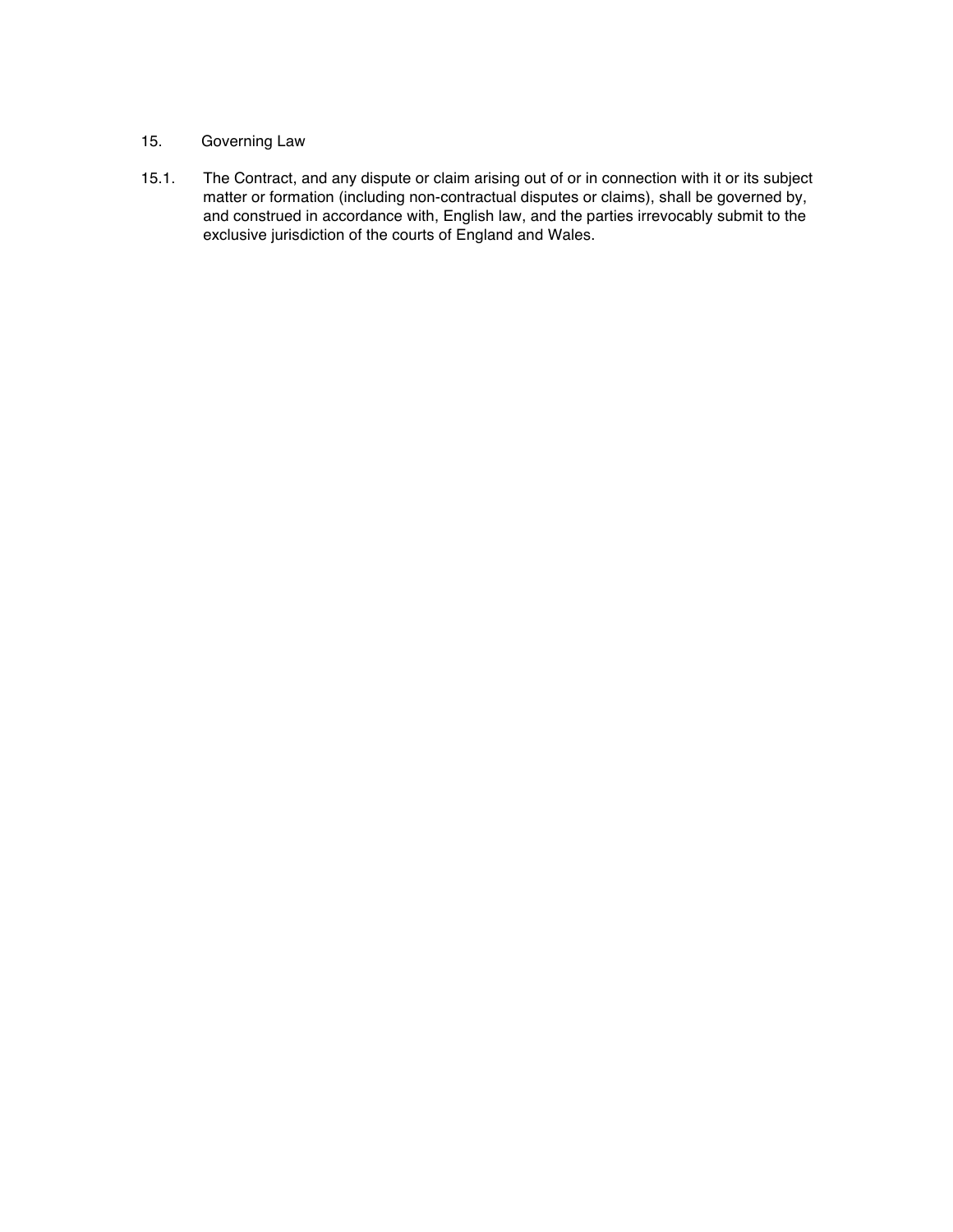## 15. Governing Law

15.1. The Contract, and any dispute or claim arising out of or in connection with it or its subject matter or formation (including non-contractual disputes or claims), shall be governed by, and construed in accordance with, English law, and the parties irrevocably submit to the exclusive jurisdiction of the courts of England and Wales.